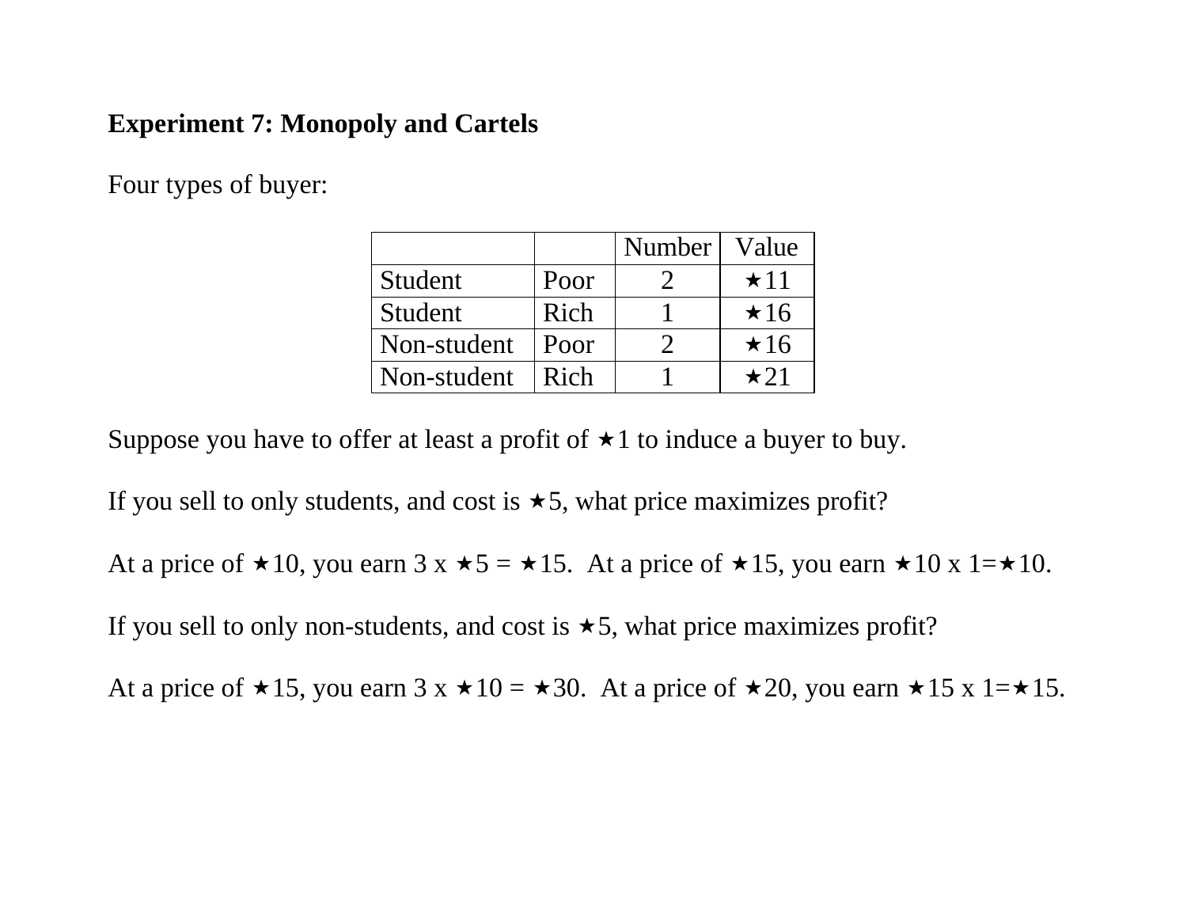## Experiment 7: Monopoly and Cartels

Four types of buyer:

| | | Number | Value |
|---|---|---|---|
| Student | Poor | 2 | ★11 |
| Student | Rich | 1 | ★16 |
| Non-student | Poor | 2 | ★16 |
| Non-student | Rich | 1 | ★21 |

Suppose you have to offer at least a profit of ★1 to induce a buyer to buy.

If you sell to only students, and cost is ★5, what price maximizes profit?

At a price of ★10, you earn 3 x ★5 = ★15.  At a price of ★15, you earn ★10 x 1=★10.

If you sell to only non-students, and cost is ★5, what price maximizes profit?

At a price of ★15, you earn 3 x ★10 = ★30.  At a price of ★20, you earn ★15 x 1=★15.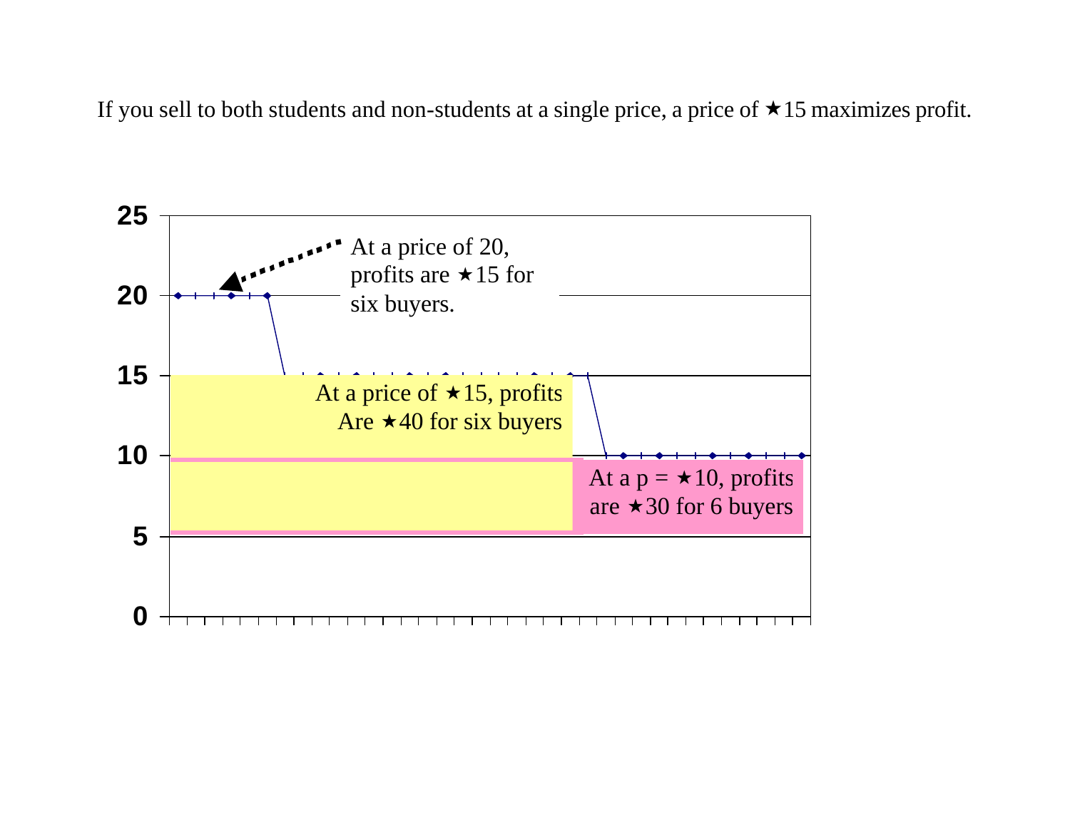If you sell to both students and non-students at a single price, a price of ★15 maximizes profit.

At a price of 20, profits are ★15 for six buyers.

At a price of ★15, profits Are ★40 for six buyers

At a p = ★10, profits are ★30 for 6 buyers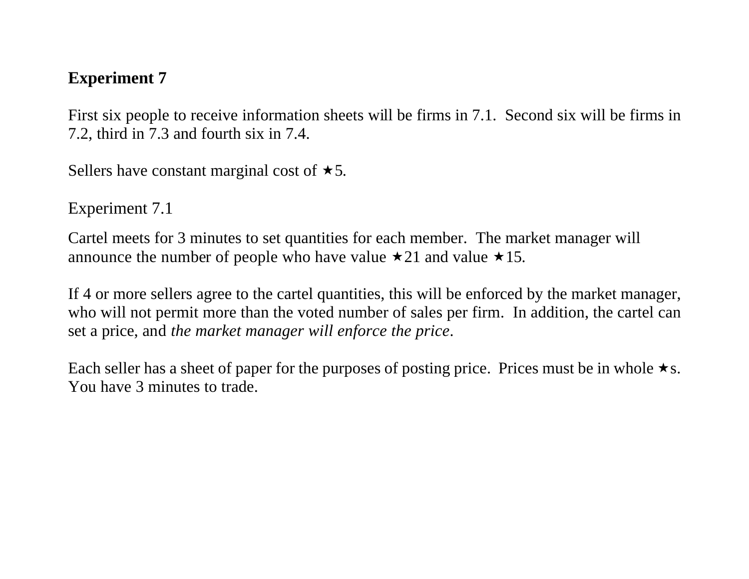**Experiment 7**

First six people to receive information sheets will be firms in 7.1. Second six will be firms in 7.2, third in 7.3 and fourth six in 7.4.

Sellers have constant marginal cost of ★5.

Experiment 7.1

Cartel meets for 3 minutes to set quantities for each member. The market manager will announce the number of people who have value ★21 and value ★15.

If 4 or more sellers agree to the cartel quantities, this will be enforced by the market manager, who will not permit more than the voted number of sales per firm. In addition, the cartel can set a price, and *the market manager will enforce the price*.

Each seller has a sheet of paper for the purposes of posting price. Prices must be in whole ★s. You have 3 minutes to trade.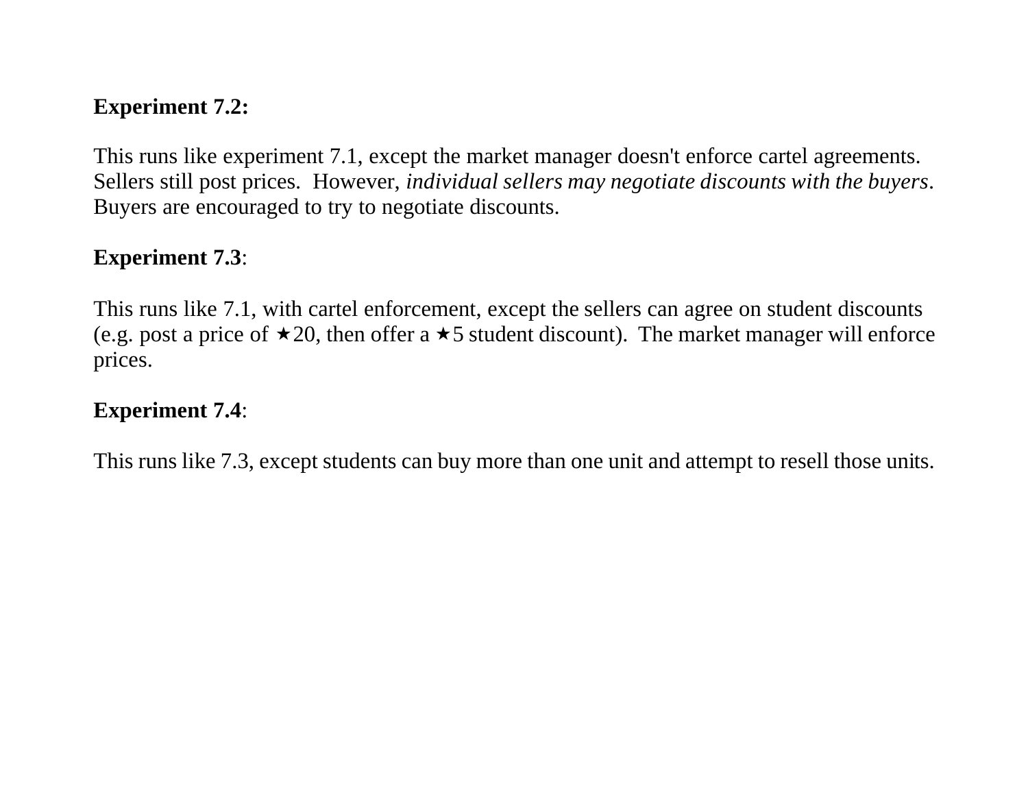**Experiment 7.2:**

This runs like experiment 7.1, except the market manager doesn't enforce cartel agreements. Sellers still post prices. However, *individual sellers may negotiate discounts with the buyers*. Buyers are encouraged to try to negotiate discounts.

**Experiment 7.3**:

This runs like 7.1, with cartel enforcement, except the sellers can agree on student discounts (e.g. post a price of ★20, then offer a ★5 student discount). The market manager will enforce prices.

**Experiment 7.4**:

This runs like 7.3, except students can buy more than one unit and attempt to resell those units.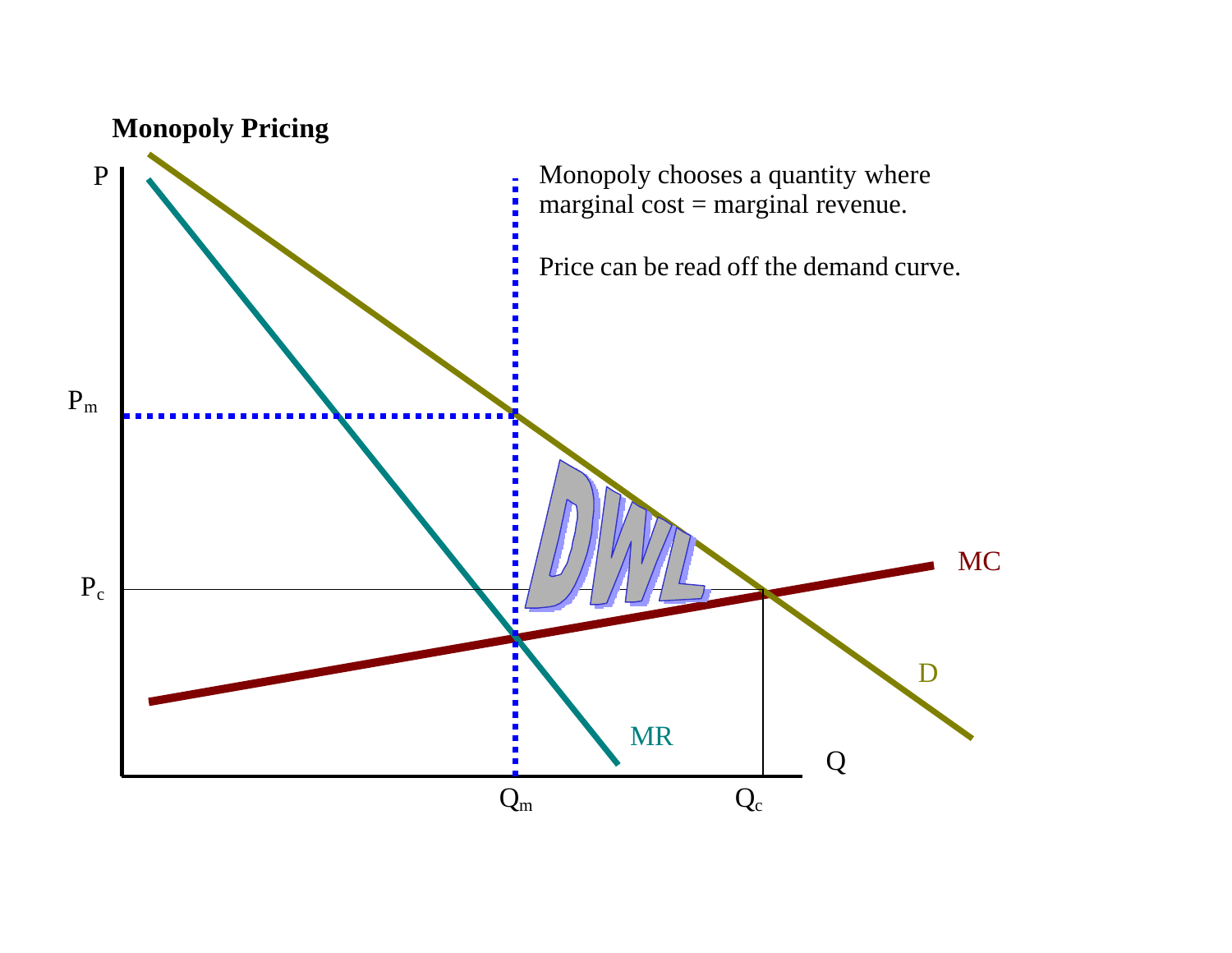**Monopoly Pricing**

Monopoly chooses a quantity where marginal cost = marginal revenue.

Price can be read off the demand curve.

P

$P_m$

$P_c$

DWL

MC

D

MR

Q

$Q_m$

$Q_c$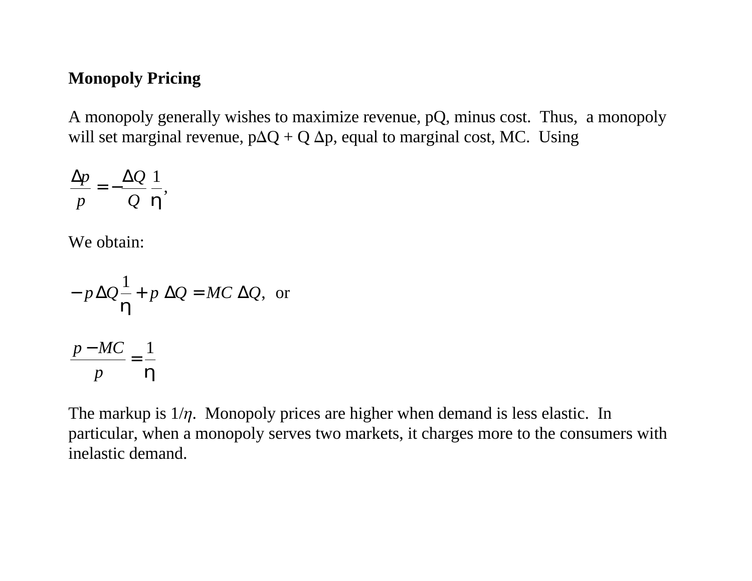**Monopoly Pricing**

A monopoly generally wishes to maximize revenue, pQ, minus cost. Thus, a monopoly will set marginal revenue, $p\Delta Q + Q\,\Delta p$, equal to marginal cost, MC. Using

$$\frac{\Delta p}{p} = -\frac{\Delta Q}{Q}\frac{1}{\eta},$$

We obtain:

$$-p\,\Delta Q\frac{1}{\eta} + p\;\Delta Q = MC\;\Delta Q, \text{ or}$$

$$\frac{p - MC}{p} = \frac{1}{\eta}$$

The markup is $1/\eta$. Monopoly prices are higher when demand is less elastic. In particular, when a monopoly serves two markets, it charges more to the consumers with inelastic demand.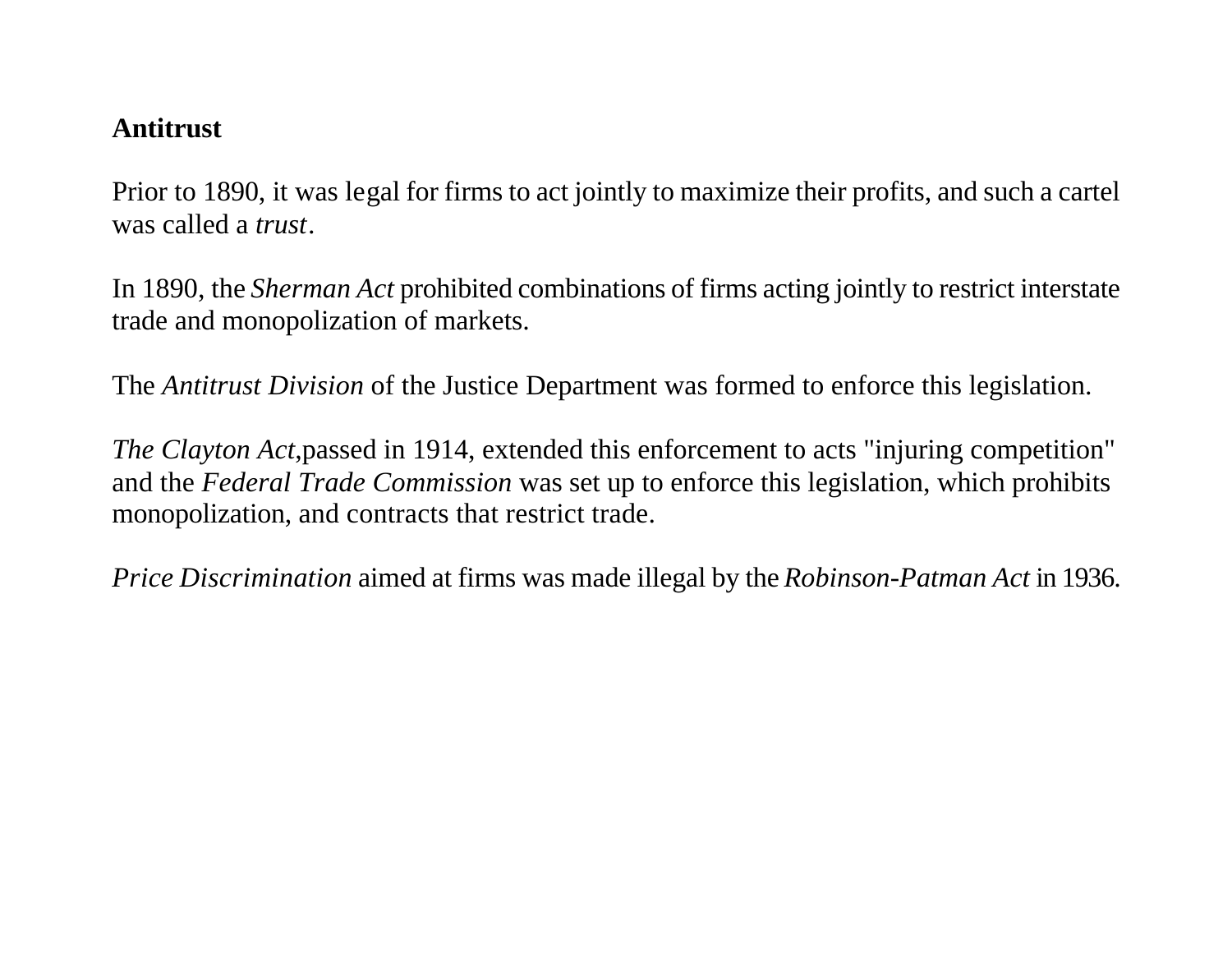**Antitrust**

Prior to 1890, it was legal for firms to act jointly to maximize their profits, and such a cartel was called a *trust*.

In 1890, the *Sherman Act* prohibited combinations of firms acting jointly to restrict interstate trade and monopolization of markets.

The *Antitrust Division* of the Justice Department was formed to enforce this legislation.

*The Clayton Act*,passed in 1914, extended this enforcement to acts "injuring competition" and the *Federal Trade Commission* was set up to enforce this legislation, which prohibits monopolization, and contracts that restrict trade.

*Price Discrimination* aimed at firms was made illegal by the *Robinson-Patman Act* in 1936.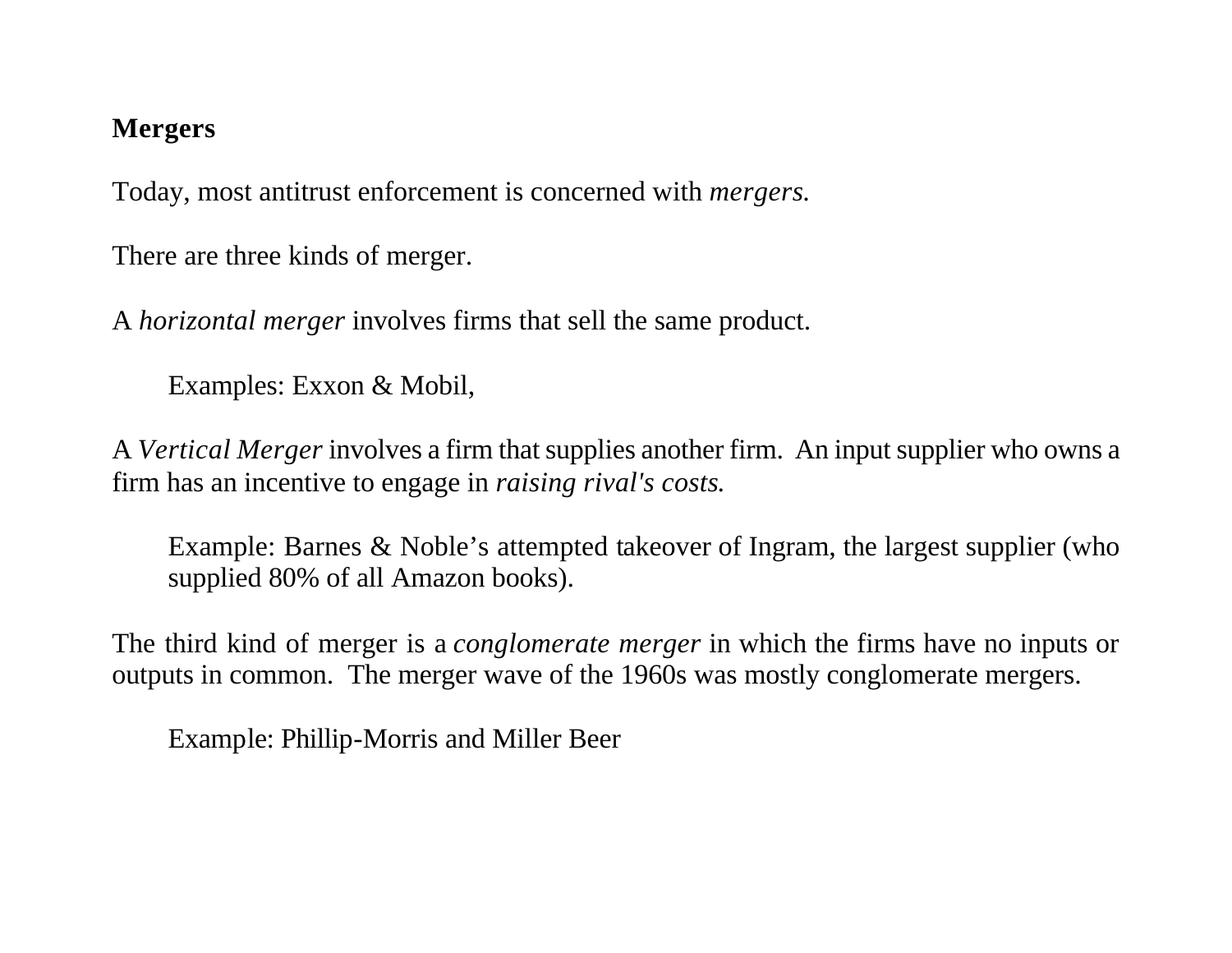## Mergers

Today, most antitrust enforcement is concerned with *mergers.*

There are three kinds of merger.

A *horizontal merger* involves firms that sell the same product.

> Examples: Exxon & Mobil,

A *Vertical Merger* involves a firm that supplies another firm. An input supplier who owns a firm has an incentive to engage in *raising rival's costs.*

> Example: Barnes & Noble's attempted takeover of Ingram, the largest supplier (who supplied 80% of all Amazon books).

The third kind of merger is a *conglomerate merger* in which the firms have no inputs or outputs in common. The merger wave of the 1960s was mostly conglomerate mergers.

> Example: Phillip-Morris and Miller Beer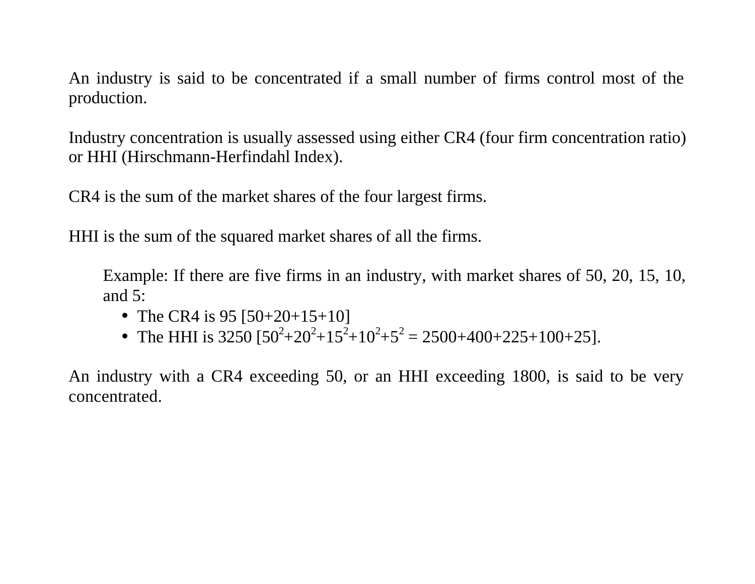An industry is said to be concentrated if a small number of firms control most of the production.

Industry concentration is usually assessed using either CR4 (four firm concentration ratio) or HHI (Hirschmann-Herfindahl Index).

CR4 is the sum of the market shares of the four largest firms.

HHI is the sum of the squared market shares of all the firms.

> Example: If there are five firms in an industry, with market shares of 50, 20, 15, 10, and 5:
>
> - The CR4 is 95 [50+20+15+10]
> - The HHI is 3250 [$50^2+20^2+15^2+10^2+5^2$ = 2500+400+225+100+25].

An industry with a CR4 exceeding 50, or an HHI exceeding 1800, is said to be very concentrated.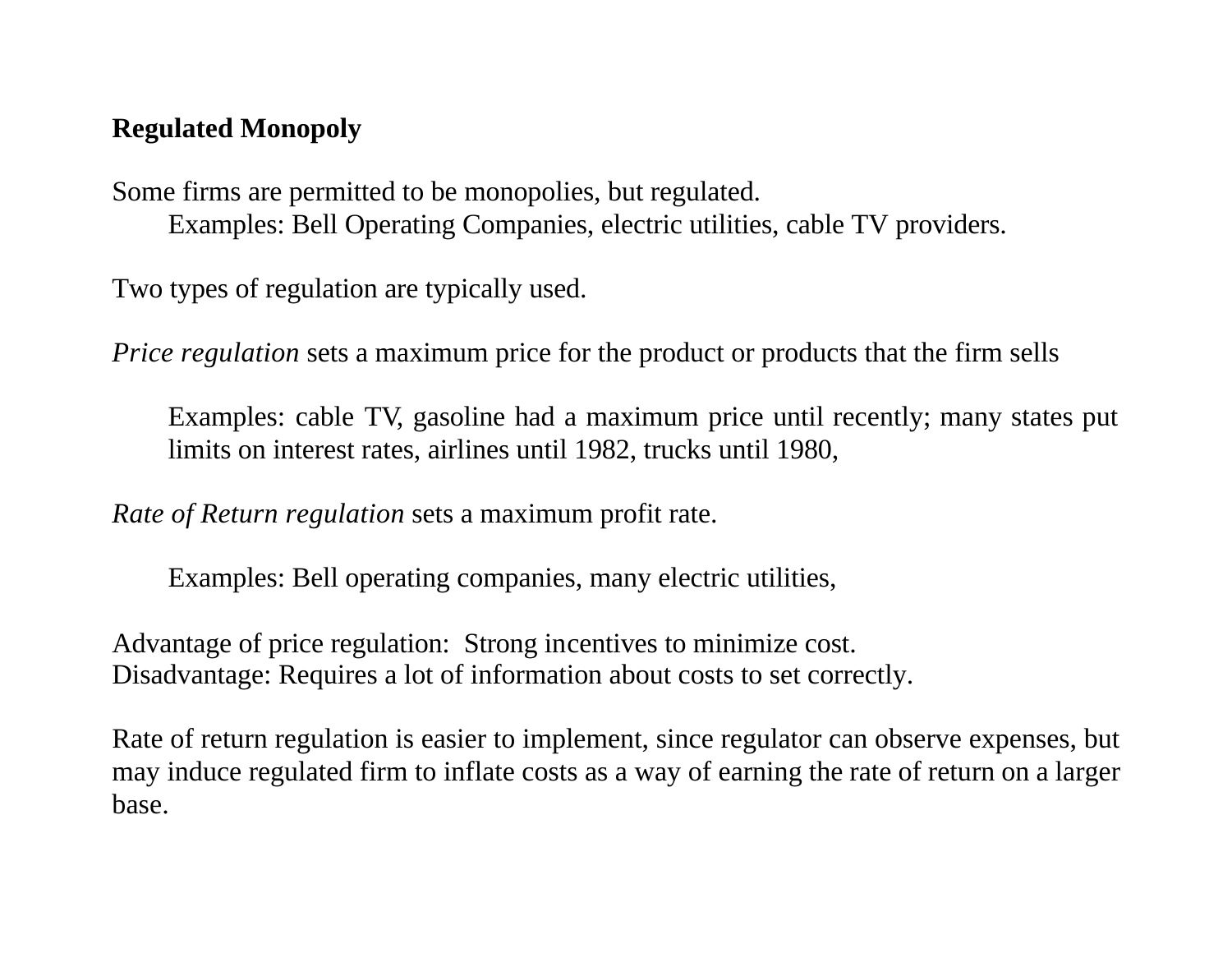**Regulated Monopoly**

Some firms are permitted to be monopolies, but regulated.

Examples: Bell Operating Companies, electric utilities, cable TV providers.

Two types of regulation are typically used.

*Price regulation* sets a maximum price for the product or products that the firm sells

Examples: cable TV, gasoline had a maximum price until recently; many states put limits on interest rates, airlines until 1982, trucks until 1980,

*Rate of Return regulation* sets a maximum profit rate.

Examples: Bell operating companies, many electric utilities,

Advantage of price regulation: Strong incentives to minimize cost.
Disadvantage: Requires a lot of information about costs to set correctly.

Rate of return regulation is easier to implement, since regulator can observe expenses, but may induce regulated firm to inflate costs as a way of earning the rate of return on a larger base.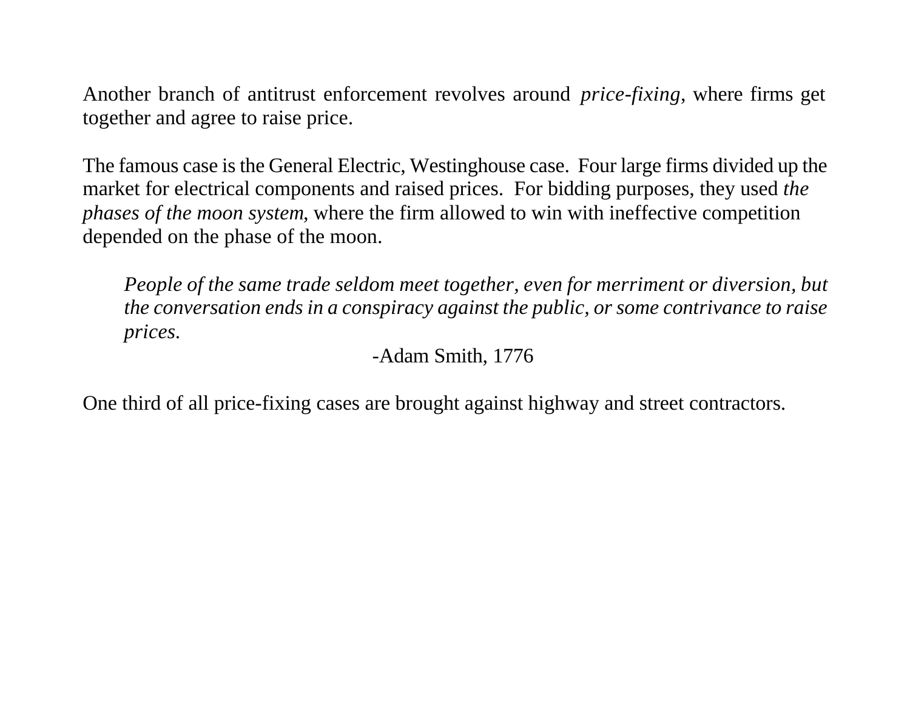Another branch of antitrust enforcement revolves around *price-fixing*, where firms get together and agree to raise price.

The famous case is the General Electric, Westinghouse case. Four large firms divided up the market for electrical components and raised prices. For bidding purposes, they used *the phases of the moon system*, where the firm allowed to win with ineffective competition depended on the phase of the moon.

> *People of the same trade seldom meet together, even for merriment or diversion, but the conversation ends in a conspiracy against the public, or some contrivance to raise prices.*
>
> -Adam Smith, 1776

One third of all price-fixing cases are brought against highway and street contractors.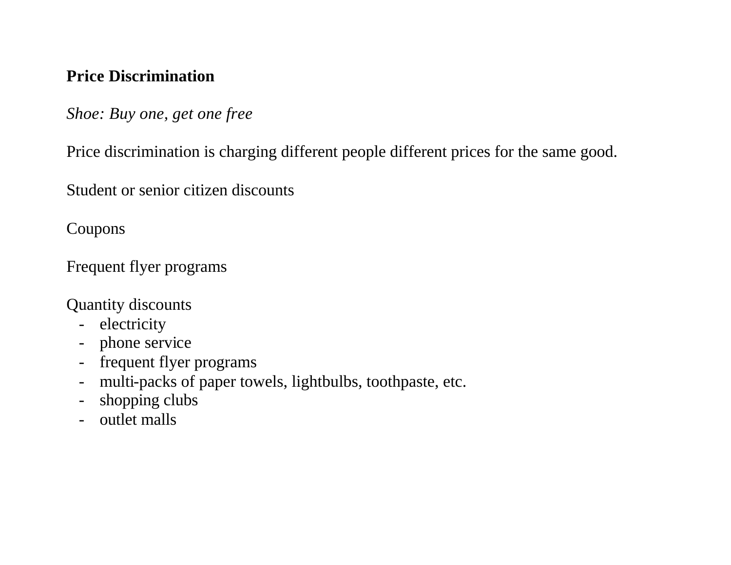**Price Discrimination**

*Shoe: Buy one, get one free*

Price discrimination is charging different people different prices for the same good.

Student or senior citizen discounts

Coupons

Frequent flyer programs

Quantity discounts

- electricity
- phone service
- frequent flyer programs
- multi-packs of paper towels, lightbulbs, toothpaste, etc.
- shopping clubs
- outlet malls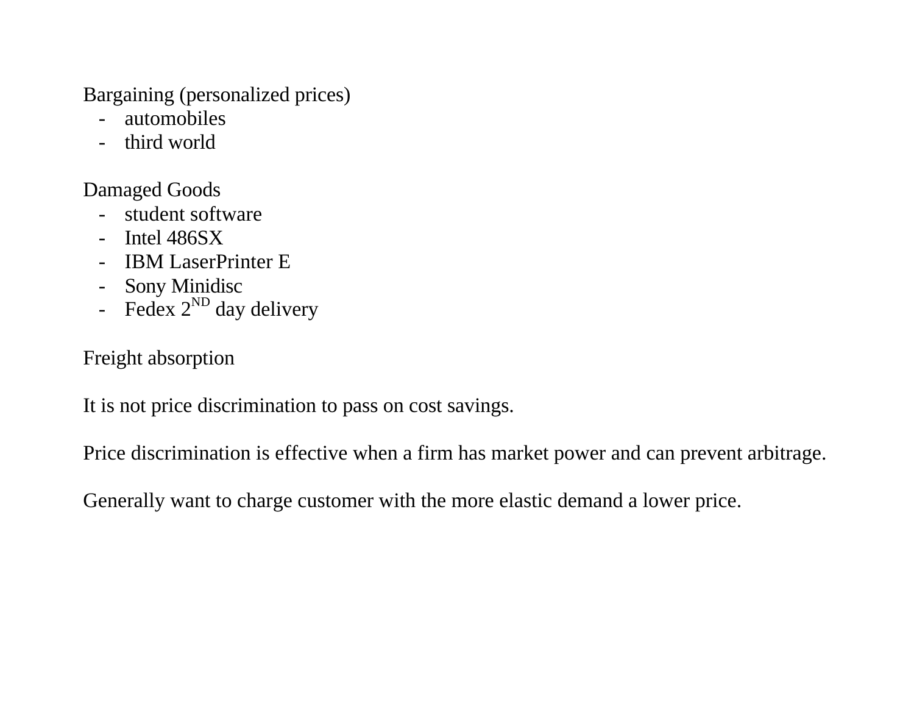Bargaining (personalized prices)

- automobiles
- third world

Damaged Goods

- student software
- Intel 486SX
- IBM LaserPrinter E
- Sony Minidisc
- Fedex 2ND day delivery

Freight absorption

It is not price discrimination to pass on cost savings.

Price discrimination is effective when a firm has market power and can prevent arbitrage.

Generally want to charge customer with the more elastic demand a lower price.